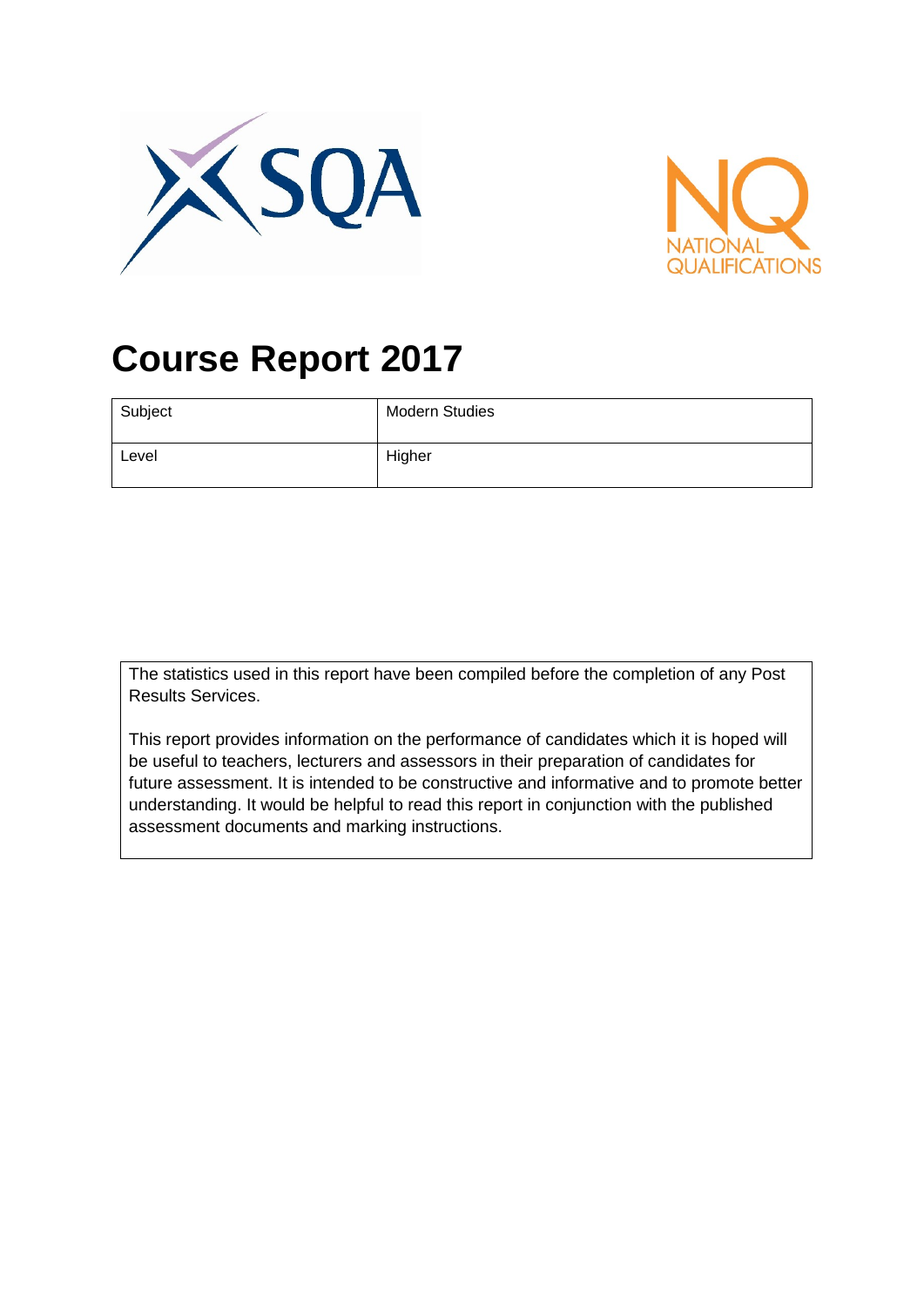# Course Report 2017

| Subject | Modern Studies |
|---|---|
| Level | Higher |

The statistics used in this report have been compiled before the completion of any Post Results Services.

This report provides information on the performance of candidates which it is hoped will be useful to teachers, lecturers and assessors in their preparation of candidates for future assessment. It is intended to be constructive and informative and to promote better understanding. It would be helpful to read this report in conjunction with the published assessment documents and marking instructions.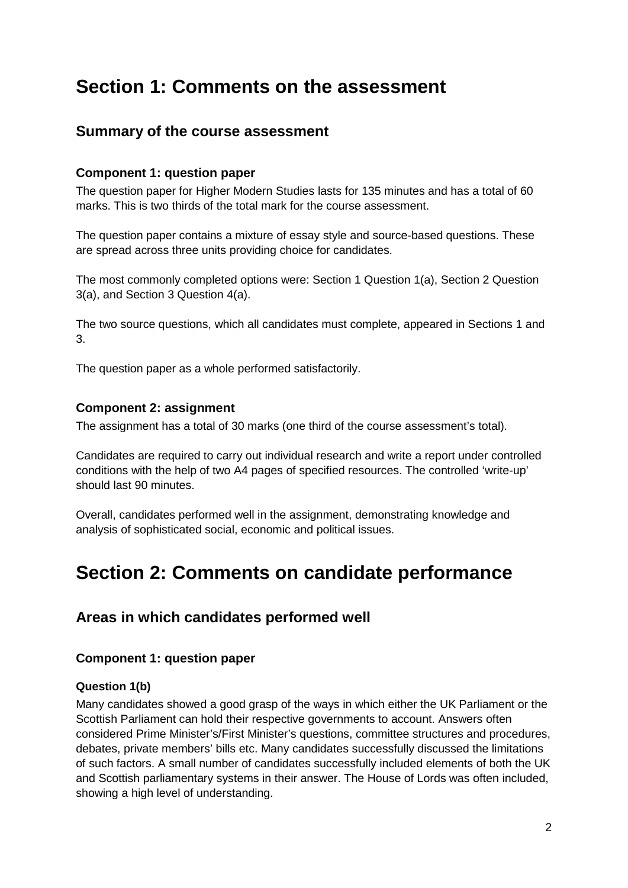# Section 1: Comments on the assessment

## Summary of the course assessment

### Component 1: question paper

The question paper for Higher Modern Studies lasts for 135 minutes and has a total of 60 marks. This is two thirds of the total mark for the course assessment.

The question paper contains a mixture of essay style and source-based questions. These are spread across three units providing choice for candidates.

The most commonly completed options were: Section 1 Question 1(a), Section 2 Question 3(a), and Section 3 Question 4(a).

The two source questions, which all candidates must complete, appeared in Sections 1 and 3.

The question paper as a whole performed satisfactorily.

### Component 2: assignment

The assignment has a total of 30 marks (one third of the course assessment's total).

Candidates are required to carry out individual research and write a report under controlled conditions with the help of two A4 pages of specified resources. The controlled 'write-up' should last 90 minutes.

Overall, candidates performed well in the assignment, demonstrating knowledge and analysis of sophisticated social, economic and political issues.

# Section 2: Comments on candidate performance

## Areas in which candidates performed well

### Component 1: question paper

#### Question 1(b)

Many candidates showed a good grasp of the ways in which either the UK Parliament or the Scottish Parliament can hold their respective governments to account. Answers often considered Prime Minister's/First Minister's questions, committee structures and procedures, debates, private members' bills etc. Many candidates successfully discussed the limitations of such factors. A small number of candidates successfully included elements of both the UK and Scottish parliamentary systems in their answer. The House of Lords was often included, showing a high level of understanding.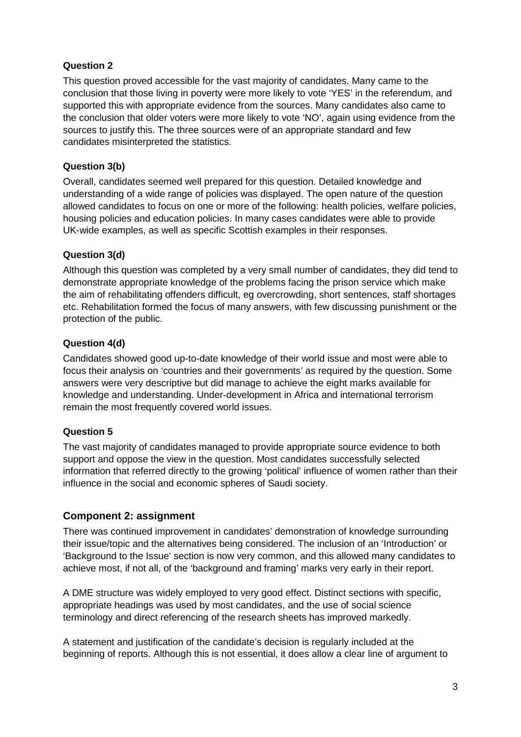**Question 2**

This question proved accessible for the vast majority of candidates. Many came to the conclusion that those living in poverty were more likely to vote 'YES' in the referendum, and supported this with appropriate evidence from the sources. Many candidates also came to the conclusion that older voters were more likely to vote 'NO', again using evidence from the sources to justify this. The three sources were of an appropriate standard and few candidates misinterpreted the statistics.

**Question 3(b)**

Overall, candidates seemed well prepared for this question. Detailed knowledge and understanding of a wide range of policies was displayed. The open nature of the question allowed candidates to focus on one or more of the following: health policies, welfare policies, housing policies and education policies. In many cases candidates were able to provide UK-wide examples, as well as specific Scottish examples in their responses.

**Question 3(d)**

Although this question was completed by a very small number of candidates, they did tend to demonstrate appropriate knowledge of the problems facing the prison service which make the aim of rehabilitating offenders difficult, eg overcrowding, short sentences, staff shortages etc. Rehabilitation formed the focus of many answers, with few discussing punishment or the protection of the public.

**Question 4(d)**

Candidates showed good up-to-date knowledge of their world issue and most were able to focus their analysis on 'countries and their governments' as required by the question. Some answers were very descriptive but did manage to achieve the eight marks available for knowledge and understanding. Under-development in Africa and international terrorism remain the most frequently covered world issues.

**Question 5**

The vast majority of candidates managed to provide appropriate source evidence to both support and oppose the view in the question. Most candidates successfully selected information that referred directly to the growing 'political' influence of women rather than their influence in the social and economic spheres of Saudi society.

## Component 2: assignment

There was continued improvement in candidates' demonstration of knowledge surrounding their issue/topic and the alternatives being considered. The inclusion of an 'Introduction' or 'Background to the Issue' section is now very common, and this allowed many candidates to achieve most, if not all, of the 'background and framing' marks very early in their report.

A DME structure was widely employed to very good effect. Distinct sections with specific, appropriate headings was used by most candidates, and the use of social science terminology and direct referencing of the research sheets has improved markedly.

A statement and justification of the candidate's decision is regularly included at the beginning of reports. Although this is not essential, it does allow a clear line of argument to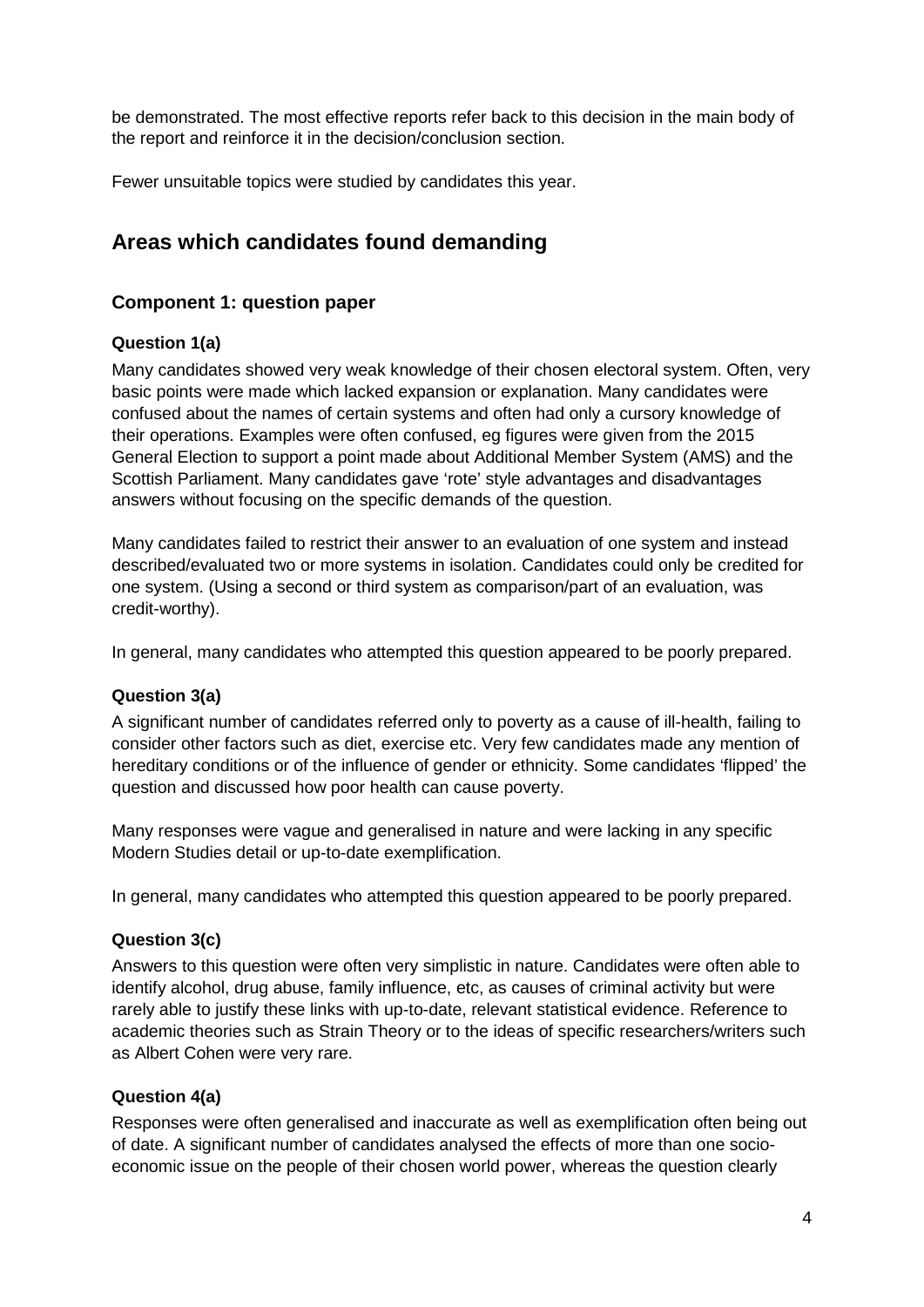be demonstrated. The most effective reports refer back to this decision in the main body of the report and reinforce it in the decision/conclusion section.

Fewer unsuitable topics were studied by candidates this year.

## Areas which candidates found demanding

### Component 1: question paper

#### Question 1(a)

Many candidates showed very weak knowledge of their chosen electoral system. Often, very basic points were made which lacked expansion or explanation. Many candidates were confused about the names of certain systems and often had only a cursory knowledge of their operations. Examples were often confused, eg figures were given from the 2015 General Election to support a point made about Additional Member System (AMS) and the Scottish Parliament. Many candidates gave 'rote' style advantages and disadvantages answers without focusing on the specific demands of the question.

Many candidates failed to restrict their answer to an evaluation of one system and instead described/evaluated two or more systems in isolation. Candidates could only be credited for one system. (Using a second or third system as comparison/part of an evaluation, was credit-worthy).

In general, many candidates who attempted this question appeared to be poorly prepared.

#### Question 3(a)

A significant number of candidates referred only to poverty as a cause of ill-health, failing to consider other factors such as diet, exercise etc. Very few candidates made any mention of hereditary conditions or of the influence of gender or ethnicity. Some candidates 'flipped' the question and discussed how poor health can cause poverty.

Many responses were vague and generalised in nature and were lacking in any specific Modern Studies detail or up-to-date exemplification.

In general, many candidates who attempted this question appeared to be poorly prepared.

#### Question 3(c)

Answers to this question were often very simplistic in nature. Candidates were often able to identify alcohol, drug abuse, family influence, etc, as causes of criminal activity but were rarely able to justify these links with up-to-date, relevant statistical evidence. Reference to academic theories such as Strain Theory or to the ideas of specific researchers/writers such as Albert Cohen were very rare.

#### Question 4(a)

Responses were often generalised and inaccurate as well as exemplification often being out of date. A significant number of candidates analysed the effects of more than one socio-economic issue on the people of their chosen world power, whereas the question clearly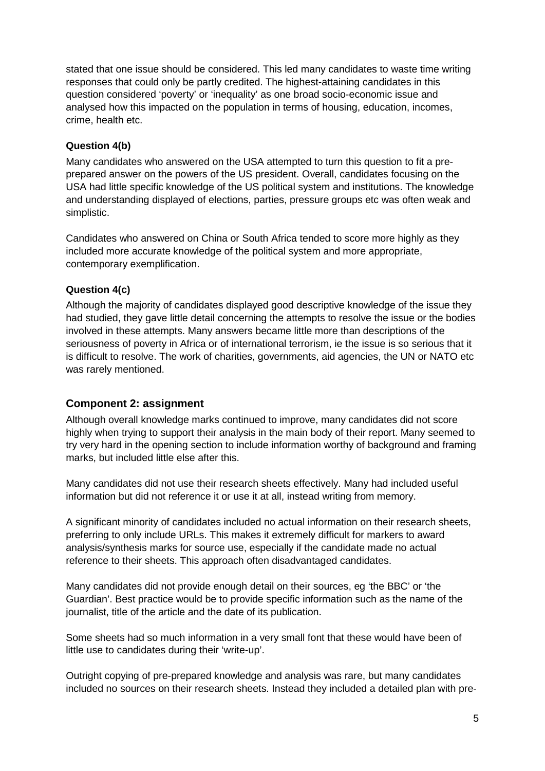stated that one issue should be considered. This led many candidates to waste time writing responses that could only be partly credited. The highest-attaining candidates in this question considered 'poverty' or 'inequality' as one broad socio-economic issue and analysed how this impacted on the population in terms of housing, education, incomes, crime, health etc.

### Question 4(b)

Many candidates who answered on the USA attempted to turn this question to fit a pre-prepared answer on the powers of the US president. Overall, candidates focusing on the USA had little specific knowledge of the US political system and institutions. The knowledge and understanding displayed of elections, parties, pressure groups etc was often weak and simplistic.

Candidates who answered on China or South Africa tended to score more highly as they included more accurate knowledge of the political system and more appropriate, contemporary exemplification.

### Question 4(c)

Although the majority of candidates displayed good descriptive knowledge of the issue they had studied, they gave little detail concerning the attempts to resolve the issue or the bodies involved in these attempts. Many answers became little more than descriptions of the seriousness of poverty in Africa or of international terrorism, ie the issue is so serious that it is difficult to resolve. The work of charities, governments, aid agencies, the UN or NATO etc was rarely mentioned.

## Component 2: assignment

Although overall knowledge marks continued to improve, many candidates did not score highly when trying to support their analysis in the main body of their report. Many seemed to try very hard in the opening section to include information worthy of background and framing marks, but included little else after this.

Many candidates did not use their research sheets effectively. Many had included useful information but did not reference it or use it at all, instead writing from memory.

A significant minority of candidates included no actual information on their research sheets, preferring to only include URLs. This makes it extremely difficult for markers to award analysis/synthesis marks for source use, especially if the candidate made no actual reference to their sheets. This approach often disadvantaged candidates.

Many candidates did not provide enough detail on their sources, eg 'the BBC' or 'the Guardian'. Best practice would be to provide specific information such as the name of the journalist, title of the article and the date of its publication.

Some sheets had so much information in a very small font that these would have been of little use to candidates during their 'write-up'.

Outright copying of pre-prepared knowledge and analysis was rare, but many candidates included no sources on their research sheets. Instead they included a detailed plan with pre-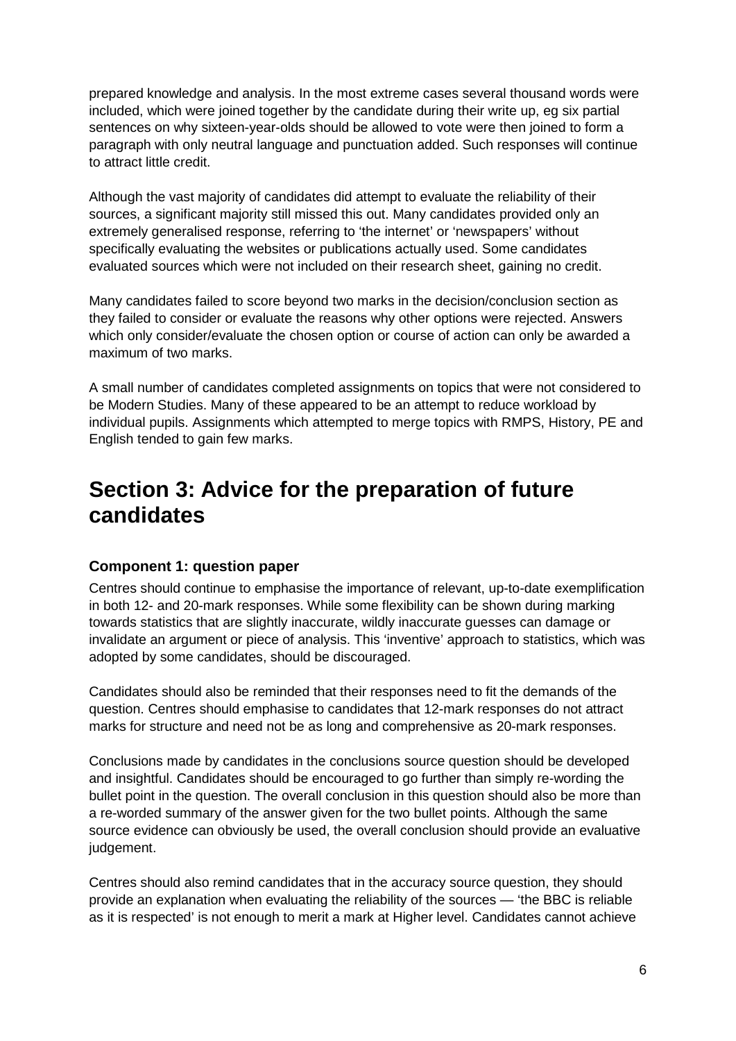prepared knowledge and analysis. In the most extreme cases several thousand words were included, which were joined together by the candidate during their write up, eg six partial sentences on why sixteen-year-olds should be allowed to vote were then joined to form a paragraph with only neutral language and punctuation added. Such responses will continue to attract little credit.

Although the vast majority of candidates did attempt to evaluate the reliability of their sources, a significant majority still missed this out. Many candidates provided only an extremely generalised response, referring to 'the internet' or 'newspapers' without specifically evaluating the websites or publications actually used. Some candidates evaluated sources which were not included on their research sheet, gaining no credit.

Many candidates failed to score beyond two marks in the decision/conclusion section as they failed to consider or evaluate the reasons why other options were rejected. Answers which only consider/evaluate the chosen option or course of action can only be awarded a maximum of two marks.

A small number of candidates completed assignments on topics that were not considered to be Modern Studies. Many of these appeared to be an attempt to reduce workload by individual pupils. Assignments which attempted to merge topics with RMPS, History, PE and English tended to gain few marks.

# Section 3: Advice for the preparation of future candidates

### Component 1: question paper

Centres should continue to emphasise the importance of relevant, up-to-date exemplification in both 12- and 20-mark responses. While some flexibility can be shown during marking towards statistics that are slightly inaccurate, wildly inaccurate guesses can damage or invalidate an argument or piece of analysis. This 'inventive' approach to statistics, which was adopted by some candidates, should be discouraged.

Candidates should also be reminded that their responses need to fit the demands of the question. Centres should emphasise to candidates that 12-mark responses do not attract marks for structure and need not be as long and comprehensive as 20-mark responses.

Conclusions made by candidates in the conclusions source question should be developed and insightful. Candidates should be encouraged to go further than simply re-wording the bullet point in the question. The overall conclusion in this question should also be more than a re-worded summary of the answer given for the two bullet points. Although the same source evidence can obviously be used, the overall conclusion should provide an evaluative judgement.

Centres should also remind candidates that in the accuracy source question, they should provide an explanation when evaluating the reliability of the sources — 'the BBC is reliable as it is respected' is not enough to merit a mark at Higher level. Candidates cannot achieve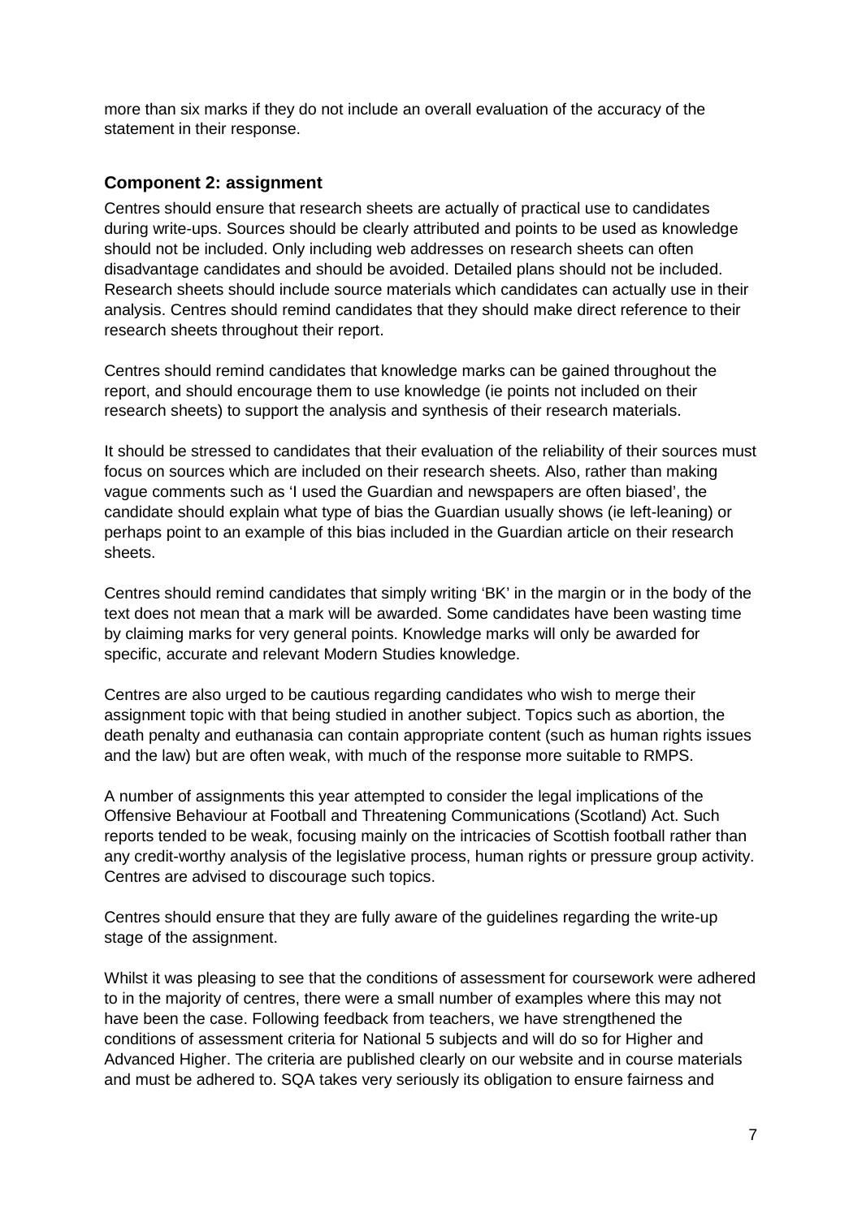more than six marks if they do not include an overall evaluation of the accuracy of the statement in their response.

### Component 2: assignment

Centres should ensure that research sheets are actually of practical use to candidates during write-ups. Sources should be clearly attributed and points to be used as knowledge should not be included. Only including web addresses on research sheets can often disadvantage candidates and should be avoided. Detailed plans should not be included. Research sheets should include source materials which candidates can actually use in their analysis. Centres should remind candidates that they should make direct reference to their research sheets throughout their report.

Centres should remind candidates that knowledge marks can be gained throughout the report, and should encourage them to use knowledge (ie points not included on their research sheets) to support the analysis and synthesis of their research materials.

It should be stressed to candidates that their evaluation of the reliability of their sources must focus on sources which are included on their research sheets. Also, rather than making vague comments such as 'I used the Guardian and newspapers are often biased', the candidate should explain what type of bias the Guardian usually shows (ie left-leaning) or perhaps point to an example of this bias included in the Guardian article on their research sheets.

Centres should remind candidates that simply writing 'BK' in the margin or in the body of the text does not mean that a mark will be awarded. Some candidates have been wasting time by claiming marks for very general points. Knowledge marks will only be awarded for specific, accurate and relevant Modern Studies knowledge.

Centres are also urged to be cautious regarding candidates who wish to merge their assignment topic with that being studied in another subject. Topics such as abortion, the death penalty and euthanasia can contain appropriate content (such as human rights issues and the law) but are often weak, with much of the response more suitable to RMPS.

A number of assignments this year attempted to consider the legal implications of the Offensive Behaviour at Football and Threatening Communications (Scotland) Act. Such reports tended to be weak, focusing mainly on the intricacies of Scottish football rather than any credit-worthy analysis of the legislative process, human rights or pressure group activity. Centres are advised to discourage such topics.

Centres should ensure that they are fully aware of the guidelines regarding the write-up stage of the assignment.

Whilst it was pleasing to see that the conditions of assessment for coursework were adhered to in the majority of centres, there were a small number of examples where this may not have been the case. Following feedback from teachers, we have strengthened the conditions of assessment criteria for National 5 subjects and will do so for Higher and Advanced Higher. The criteria are published clearly on our website and in course materials and must be adhered to. SQA takes very seriously its obligation to ensure fairness and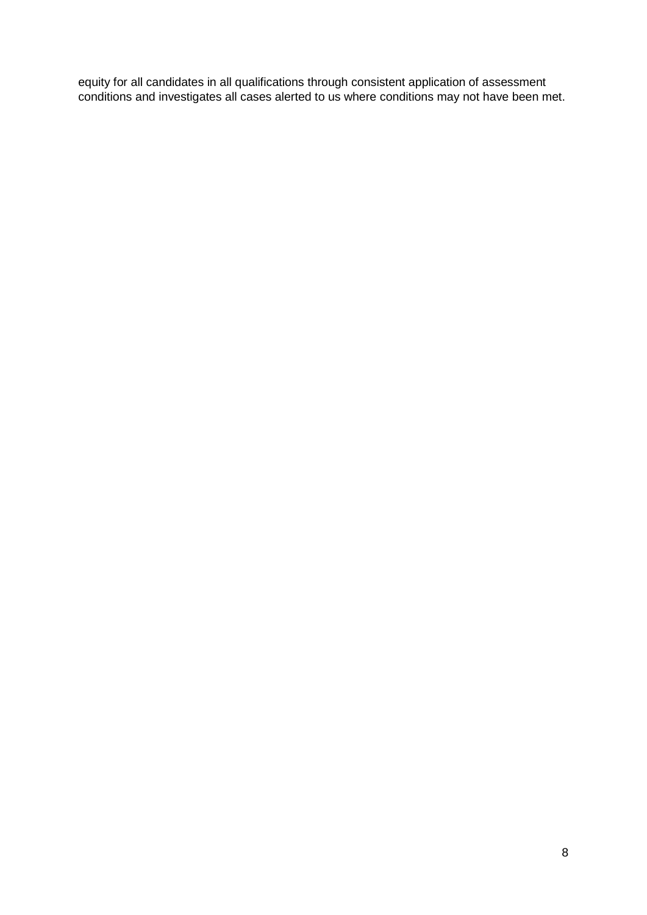equity for all candidates in all qualifications through consistent application of assessment conditions and investigates all cases alerted to us where conditions may not have been met.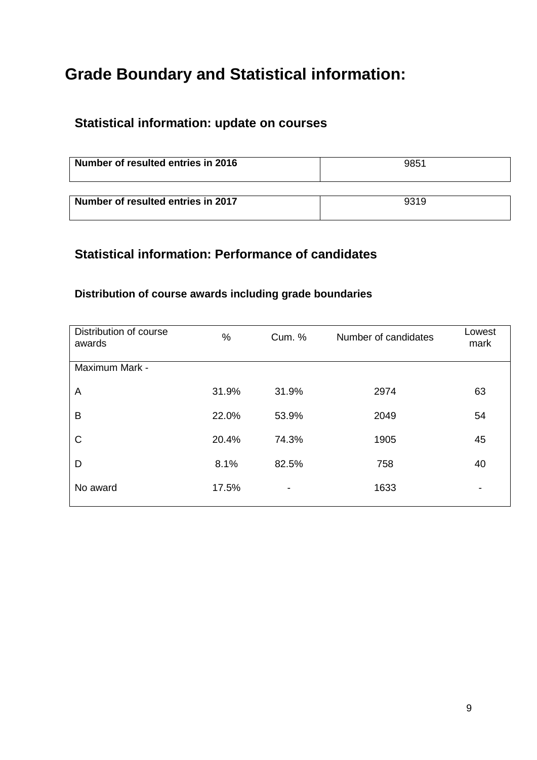# Grade Boundary and Statistical information:

## Statistical information: update on courses

| Number of resulted entries in 2016 | 9851 |
|---|---|

| Number of resulted entries in 2017 | 9319 |
|---|---|

## Statistical information: Performance of candidates

### Distribution of course awards including grade boundaries

| Distribution of course awards | % | Cum. % | Number of candidates | Lowest mark |
|---|---|---|---|---|
| Maximum Mark - | | | | |
| A | 31.9% | 31.9% | 2974 | 63 |
| B | 22.0% | 53.9% | 2049 | 54 |
| C | 20.4% | 74.3% | 1905 | 45 |
| D | 8.1% | 82.5% | 758 | 40 |
| No award | 17.5% | - | 1633 | - |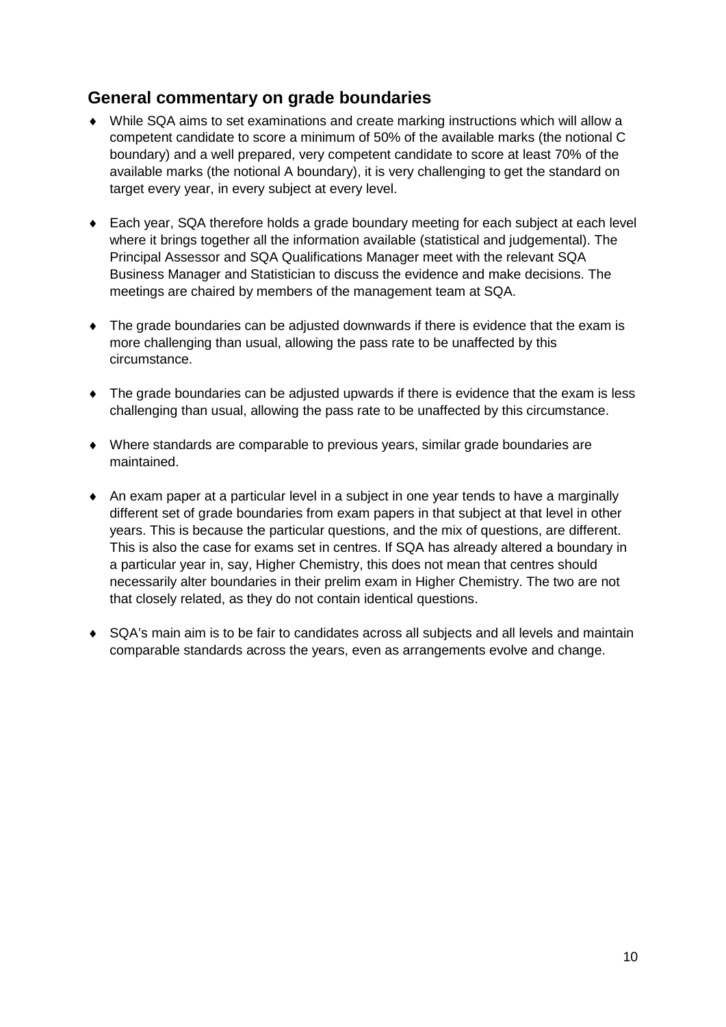## General commentary on grade boundaries

- While SQA aims to set examinations and create marking instructions which will allow a competent candidate to score a minimum of 50% of the available marks (the notional C boundary) and a well prepared, very competent candidate to score at least 70% of the available marks (the notional A boundary), it is very challenging to get the standard on target every year, in every subject at every level.

- Each year, SQA therefore holds a grade boundary meeting for each subject at each level where it brings together all the information available (statistical and judgemental). The Principal Assessor and SQA Qualifications Manager meet with the relevant SQA Business Manager and Statistician to discuss the evidence and make decisions. The meetings are chaired by members of the management team at SQA.

- The grade boundaries can be adjusted downwards if there is evidence that the exam is more challenging than usual, allowing the pass rate to be unaffected by this circumstance.

- The grade boundaries can be adjusted upwards if there is evidence that the exam is less challenging than usual, allowing the pass rate to be unaffected by this circumstance.

- Where standards are comparable to previous years, similar grade boundaries are maintained.

- An exam paper at a particular level in a subject in one year tends to have a marginally different set of grade boundaries from exam papers in that subject at that level in other years. This is because the particular questions, and the mix of questions, are different. This is also the case for exams set in centres. If SQA has already altered a boundary in a particular year in, say, Higher Chemistry, this does not mean that centres should necessarily alter boundaries in their prelim exam in Higher Chemistry. The two are not that closely related, as they do not contain identical questions.

- SQA's main aim is to be fair to candidates across all subjects and all levels and maintain comparable standards across the years, even as arrangements evolve and change.